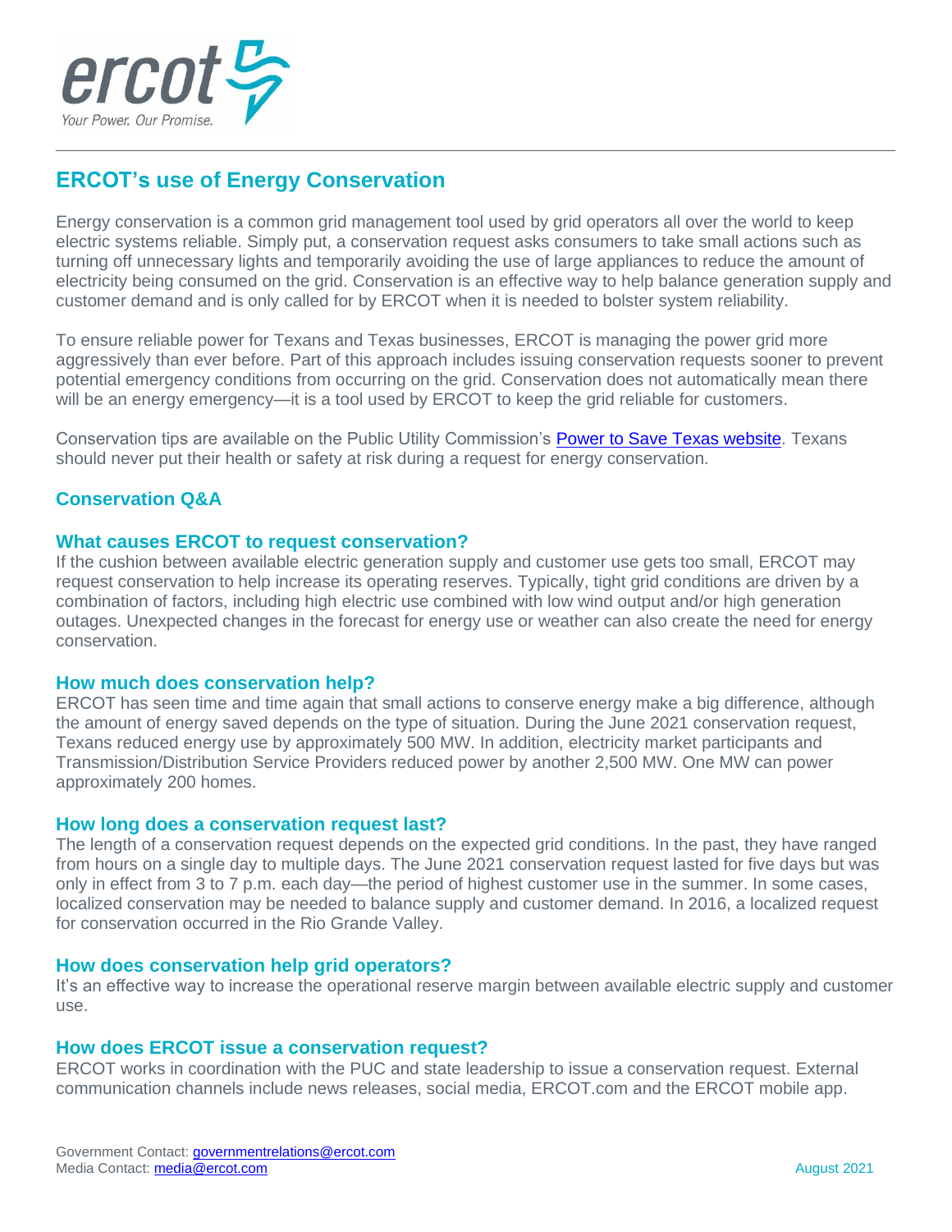# ERCOT's use of Energy Conservation

Energy conservation is a common grid management tool used by grid operators all over the world to keep electric systems reliable. Simply put, a conservation request asks consumers to take small actions such as turning off unnecessary lights and temporarily avoiding the use of large appliances to reduce the amount of electricity being consumed on the grid. Conservation is an effective way to help balance generation supply and customer demand and is only called for by ERCOT when it is needed to bolster system reliability.

To ensure reliable power for Texans and Texas businesses, ERCOT is managing the power grid more aggressively than ever before. Part of this approach includes issuing conservation requests sooner to prevent potential emergency conditions from occurring on the grid. Conservation does not automatically mean there will be an energy emergency—it is a tool used by ERCOT to keep the grid reliable for customers.

Conservation tips are available on the Public Utility Commission's [Power to Save Texas website](). Texans should never put their health or safety at risk during a request for energy conservation.

## Conservation Q&A

### What causes ERCOT to request conservation?

If the cushion between available electric generation supply and customer use gets too small, ERCOT may request conservation to help increase its operating reserves. Typically, tight grid conditions are driven by a combination of factors, including high electric use combined with low wind output and/or high generation outages. Unexpected changes in the forecast for energy use or weather can also create the need for energy conservation.

### How much does conservation help?

ERCOT has seen time and time again that small actions to conserve energy make a big difference, although the amount of energy saved depends on the type of situation. During the June 2021 conservation request, Texans reduced energy use by approximately 500 MW. In addition, electricity market participants and Transmission/Distribution Service Providers reduced power by another 2,500 MW. One MW can power approximately 200 homes.

### How long does a conservation request last?

The length of a conservation request depends on the expected grid conditions. In the past, they have ranged from hours on a single day to multiple days. The June 2021 conservation request lasted for five days but was only in effect from 3 to 7 p.m. each day—the period of highest customer use in the summer. In some cases, localized conservation may be needed to balance supply and customer demand. In 2016, a localized request for conservation occurred in the Rio Grande Valley.

### How does conservation help grid operators?

It's an effective way to increase the operational reserve margin between available electric supply and customer use.

### How does ERCOT issue a conservation request?

ERCOT works in coordination with the PUC and state leadership to issue a conservation request. External communication channels include news releases, social media, ERCOT.com and the ERCOT mobile app.

Government Contact: governmentrelations@ercot.com
Media Contact: media@ercot.com

August 2021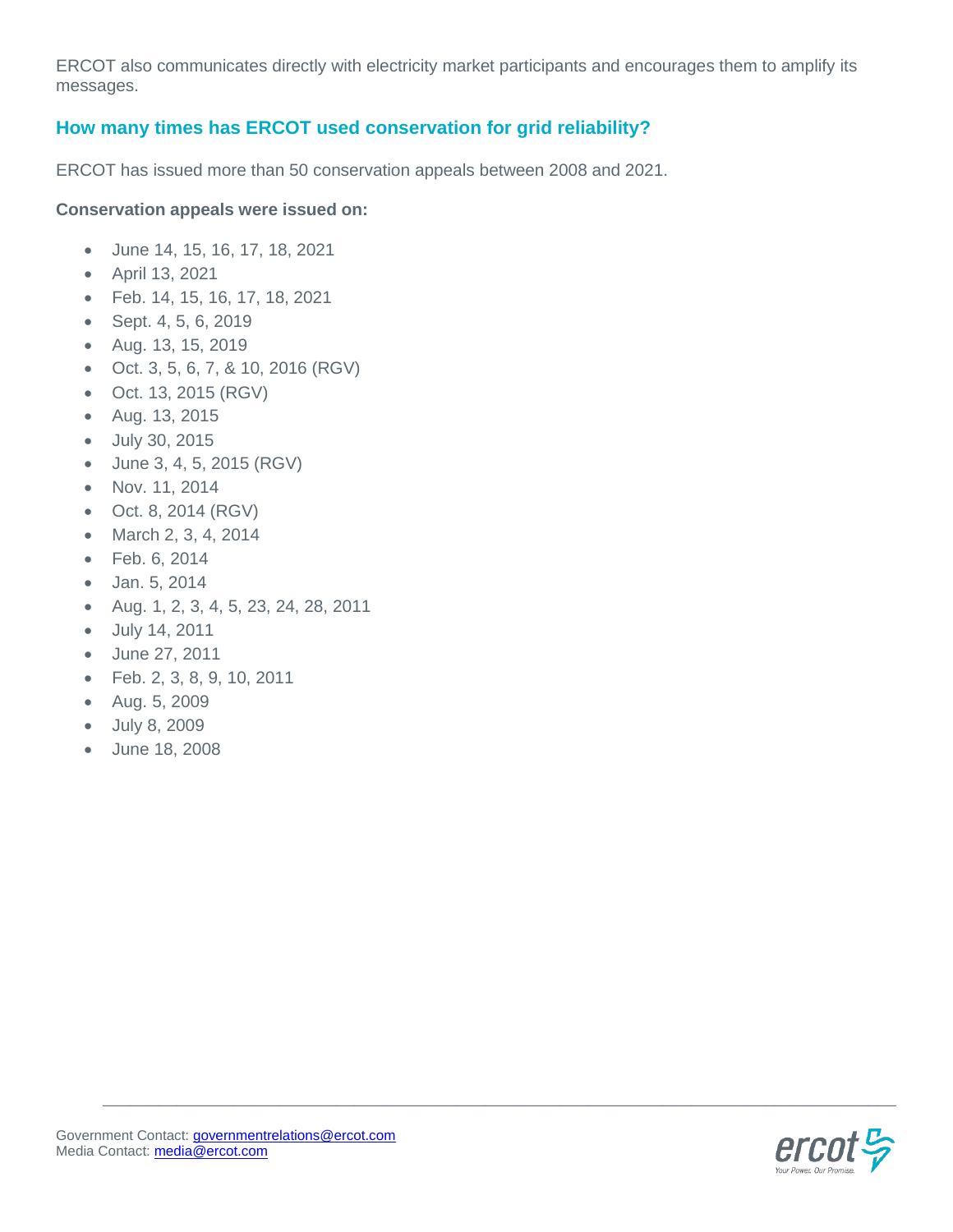ERCOT also communicates directly with electricity market participants and encourages them to amplify its messages.

## How many times has ERCOT used conservation for grid reliability?

ERCOT has issued more than 50 conservation appeals between 2008 and 2021.

**Conservation appeals were issued on:**

- June 14, 15, 16, 17, 18, 2021
- April 13, 2021
- Feb. 14, 15, 16, 17, 18, 2021
- Sept. 4, 5, 6, 2019
- Aug. 13, 15, 2019
- Oct. 3, 5, 6, 7, & 10, 2016 (RGV)
- Oct. 13, 2015 (RGV)
- Aug. 13, 2015
- July 30, 2015
- June 3, 4, 5, 2015 (RGV)
- Nov. 11, 2014
- Oct. 8, 2014 (RGV)
- March 2, 3, 4, 2014
- Feb. 6, 2014
- Jan. 5, 2014
- Aug. 1, 2, 3, 4, 5, 23, 24, 28, 2011
- July 14, 2011
- June 27, 2011
- Feb. 2, 3, 8, 9, 10, 2011
- Aug. 5, 2009
- July 8, 2009
- June 18, 2008

Government Contact: governmentrelations@ercot.com
Media Contact: media@ercot.com